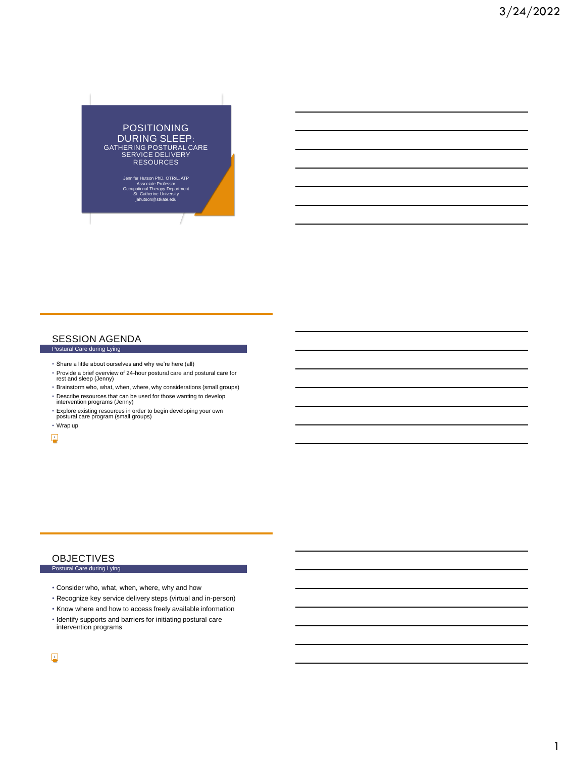# POSITIONING DURING SLEEP: GATHERING POSTURAL CARE SERVICE DELIVERY RESOURCES

Jennifer Hutson PhD, OTR/L, ATP
Associate Professor
Occupational Therapy Department
St. Catherine University
jahutson@stkate.edu

## SESSION AGENDA

Postural Care during Lying

- Share a little about ourselves and why we're here (all)
- Provide a brief overview of 24-hour postural care and postural care for rest and sleep (Jenny)
- Brainstorm who, what, when, where, why considerations (small groups)
- Describe resources that can be used for those wanting to develop intervention programs (Jenny)
- Explore existing resources in order to begin developing your own postural care program (small groups)
- Wrap up

## OBJECTIVES

Postural Care during Lying

- Consider who, what, when, where, why and how
- Recognize key service delivery steps (virtual and in-person)
- Know where and how to access freely available information
- Identify supports and barriers for initiating postural care intervention programs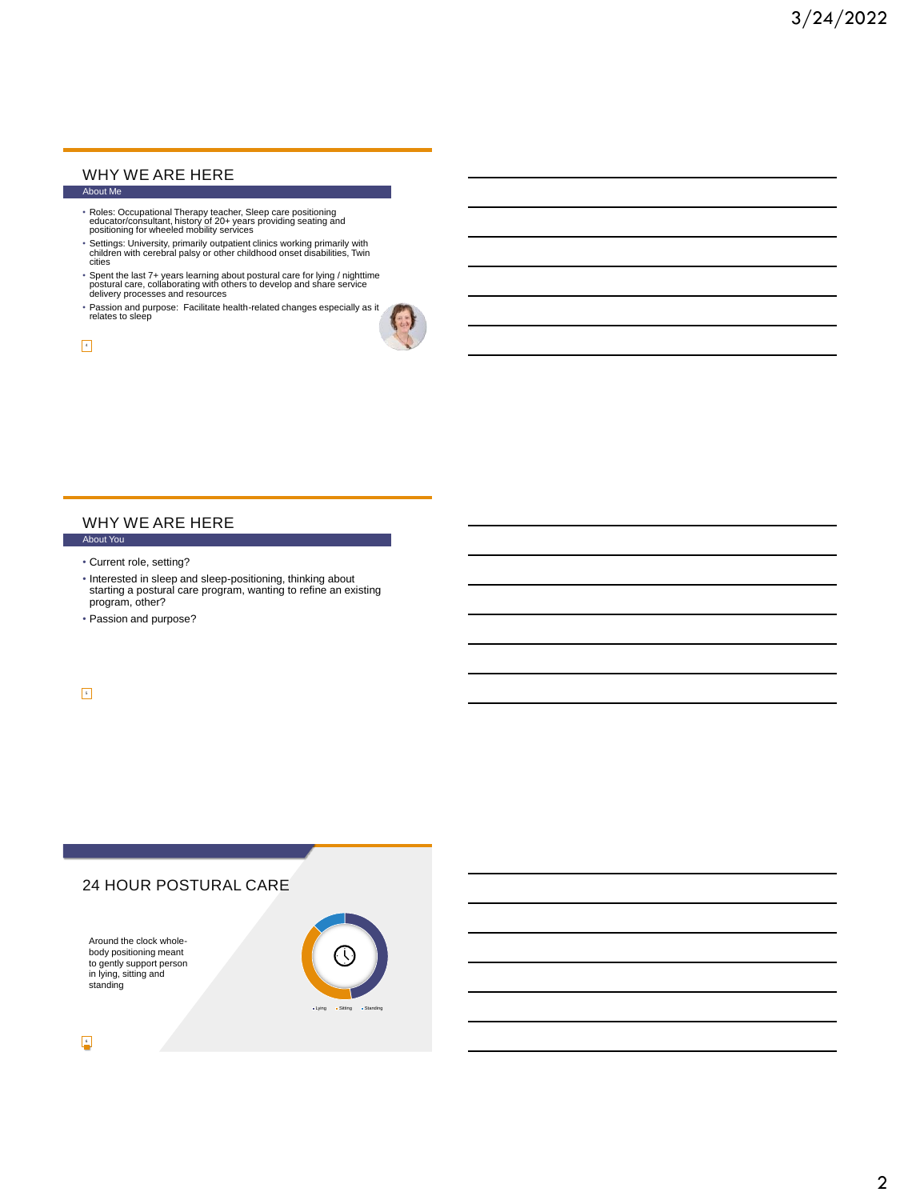## WHY WE ARE HERE

### About Me

- Roles: Occupational Therapy teacher, Sleep care positioning educator/consultant, history of 20+ years providing seating and positioning for wheeled mobility services
- Settings: University, primarily outpatient clinics working primarily with children with cerebral palsy or other childhood onset disabilities, Twin cities
- Spent the last 7+ years learning about postural care for lying / nighttime postural care, collaborating with others to develop and share service delivery processes and resources
- Passion and purpose: Facilitate health-related changes especially as it relates to sleep

## WHY WE ARE HERE

### About You

- Current role, setting?
- Interested in sleep and sleep-positioning, thinking about starting a postural care program, wanting to refine an existing program, other?
- Passion and purpose?

## 24 HOUR POSTURAL CARE

Around the clock whole-body positioning meant to gently support person in lying, sitting and standing

- Lying
- Sitting
- Standing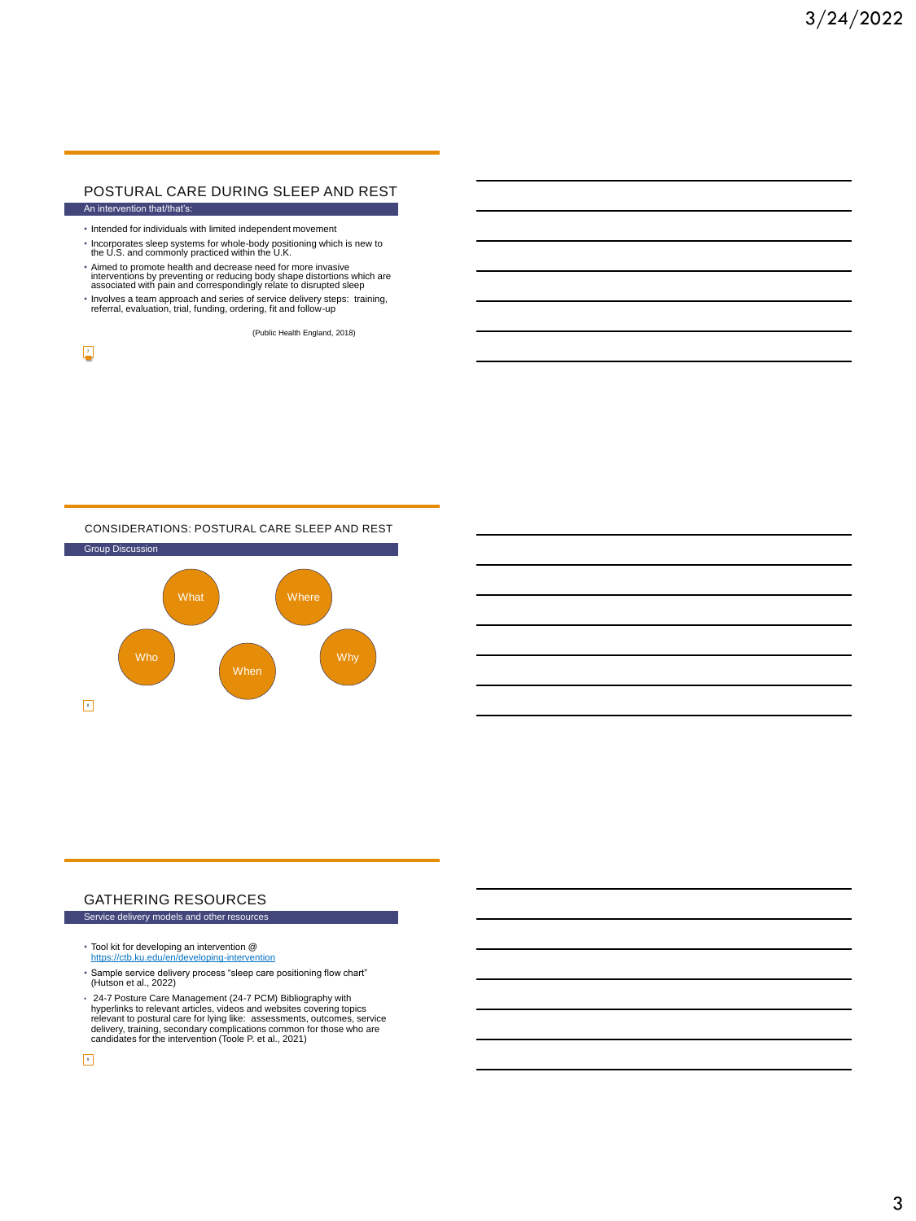## POSTURAL CARE DURING SLEEP AND REST

An intervention that/that's:

- Intended for individuals with limited independent movement
- Incorporates sleep systems for whole-body positioning which is new to the U.S. and commonly practiced within the U.K.
- Aimed to promote health and decrease need for more invasive interventions by preventing or reducing body shape distortions which are associated with pain and correspondingly relate to disrupted sleep
- Involves a team approach and series of service delivery steps: training, referral, evaluation, trial, funding, ordering, fit and follow-up

(Public Health England, 2018)

## CONSIDERATIONS: POSTURAL CARE SLEEP AND REST

Group Discussion

- What
- Where
- Who
- When
- Why

## GATHERING RESOURCES

Service delivery models and other resources

- Tool kit for developing an intervention @ https://ctb.ku.edu/en/developing-intervention
- Sample service delivery process "sleep care positioning flow chart" (Hutson et al., 2022)
- 24-7 Posture Care Management (24-7 PCM) Bibliography with hyperlinks to relevant articles, videos and websites covering topics relevant to postural care for lying like: assessments, outcomes, service delivery, training, secondary complications common for those who are candidates for the intervention (Toole P. et al., 2021)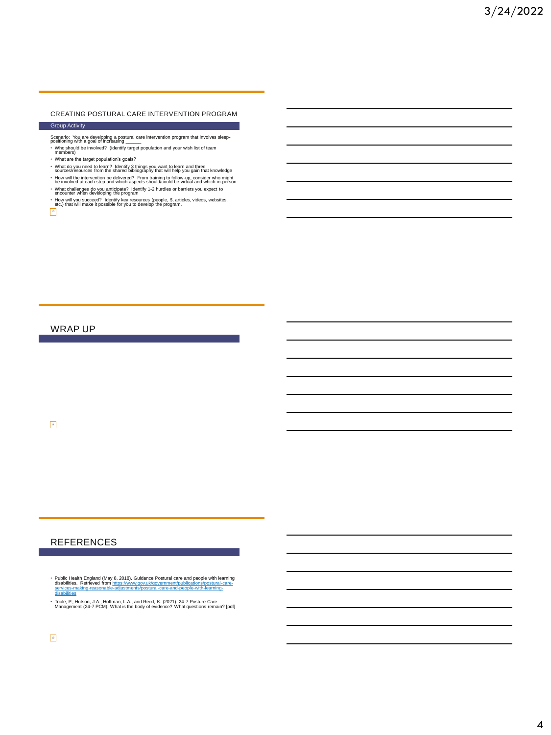## CREATING POSTURAL CARE INTERVENTION PROGRAM

### Group Activity

Scenario: You are developing a postural care intervention program that involves sleep-positioning with a goal of increasing ______

- Who should be involved? (identify target population and your wish list of team members)
- What are the target population's goals?
- What do you need to learn? Identify 3 things you want to learn and three sources/resources from the shared bibliography that will help you gain that knowledge
- How will the intervention be delivered? From training to follow-up, consider who might be involved at each step and which aspects should/could be virtual and which in-person
- What challenges do you anticipate? Identify 1-2 hurdles or barriers you expect to encounter when developing the program
- How will you succeed? Identify key resources (people, $, articles, videos, websites, etc.) that will make it possible for you to develop the program.

## WRAP UP

## REFERENCES

- Public Health England (May 8, 2018). Guidance Postural care and people with learning disabilities. Retrieved from https://www.gov.uk/government/publications/postural-care-services-making-reasonable-adjustments/postural-care-and-people-with-learning-disabilities
- Toole, P.; Hutson, J.A.; Hoffman, L.A.; and Reed, K. (2021). 24-7 Posture Care Management (24-7 PCM): What is the body of evidence? What questions remain? [pdf]